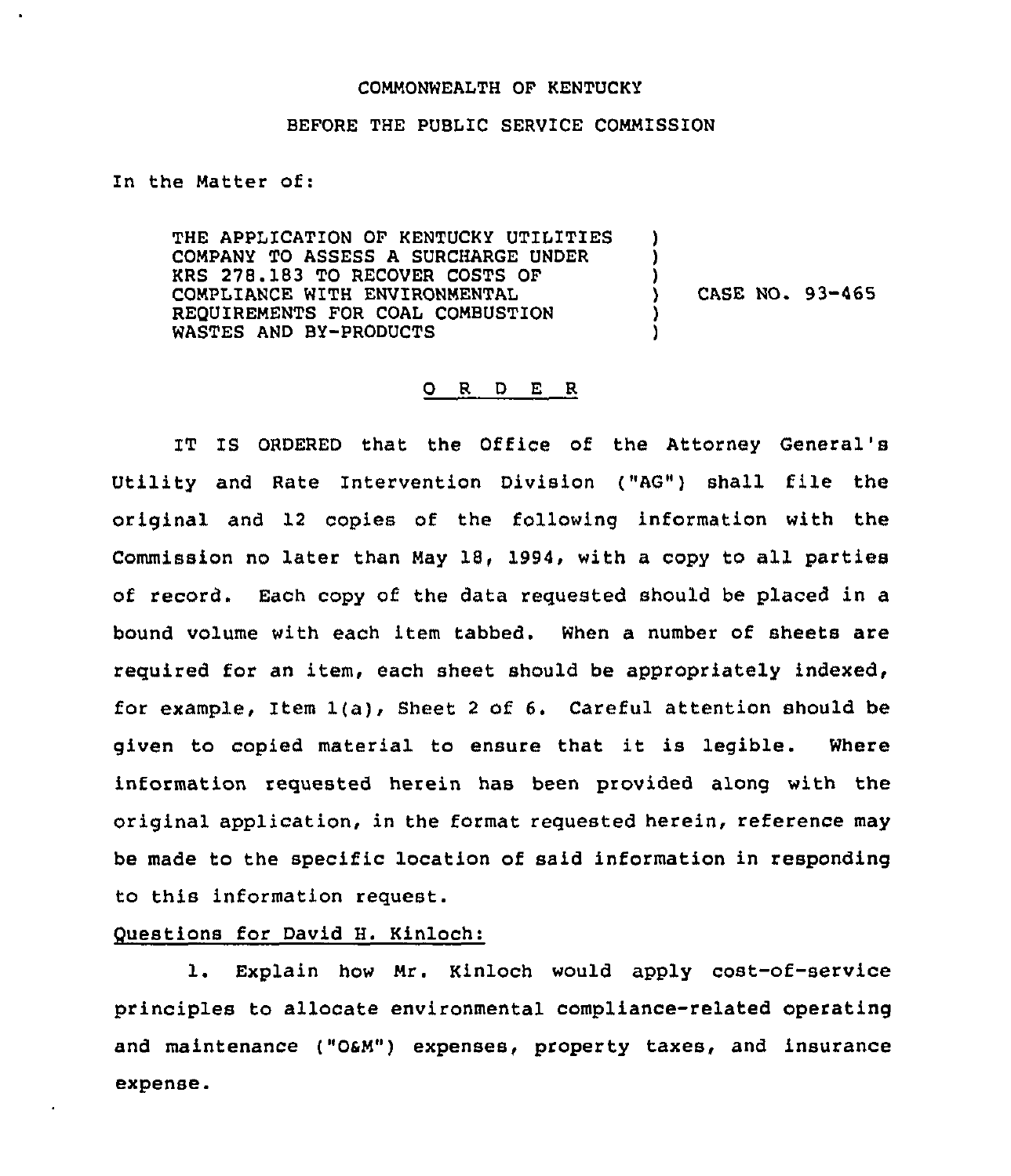COMMONWEALTH OF KENTUCKY

BEFORE THE PUBLIC SERVICE COMMISSION

In the Matter of:

THE APPLICATION OF KENTUCKY UTILITIES COMPANY TO ASSESS A SURCHARGE UNDER KRS 278.183 TO RECOVER COSTS OF COMPLIANCE WITH ENVIRONMENTAL REQUIREMENTS FOR COAL COMBUSTION WASTES AND BY-PRODUCTS ) CASE NO. 93-465

## O R D E R

IT IS ORDERED that the Office of the Attorney General's Utility and Rate Intervention Division ("AG") shall file the original and 12 copies of the following information with the Commission no later than May 18, 1994, with a copy to all parties of record. Each copy of the data requested should be placed in a bound volume with each item tabbed. When a number of sheets are required for an item, each sheet should be appropriately indexed, for example, Item 1(a), Sheet 2 of 6. Careful attention should be given to copied material to ensure that it is legible. Where information requested herein has been provided along with the original application, in the format requested herein, reference may be made to the specific location of said information in responding to this information request.

Questions for David H. Kinloch:

1. Explain how Mr. Kinloch would apply cost-of-service principles to allocate environmental compliance-related operating and maintenance ("O&M") expenses, property taxes, and insurance expense.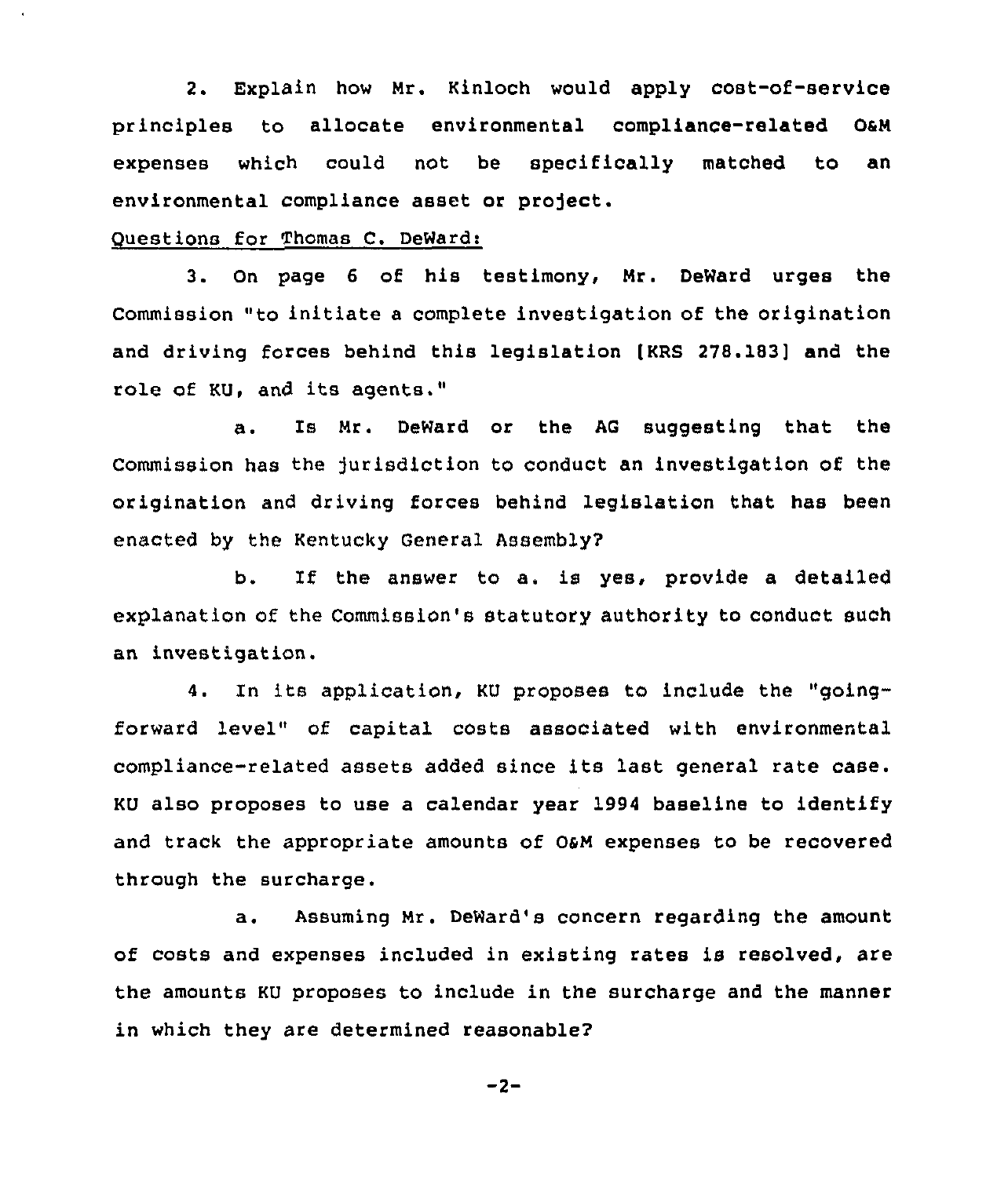2. Explain how Mr. Kinloch would apply cost-of-service principles to allocate environmental compliance-related O&M expenses which could not be specifically matched to an environmental compliance asset or project.

Questions for Thomas C. DeWard:

3. On page 6 of his testimony, Mr. DeWard urges the Commission "to initiate a complete investigation of the origination and driving forces behind this legislation [KRS 278.183] and the role of KU, and its agents."

a. Is Mr. DeWard or the AG suggesting that the Commission has the jurisdiction to conduct an investigation of the origination and driving forces behind legislation that has been enacted by the Kentucky General Assembly?

b. If the answer to a. is yes, provide a detailed explanation of the Commission's statutory authority to conduct such an investigation.

4. In its application, KU proposes to include the "going-forward level" of capital costs associated with environmental compliance-related assets added since its last general rate case. KU also proposes to use a calendar year 1994 baseline to identify and track the appropriate amounts of O&M expenses to be recovered through the surcharge.

a. Assuming Mr. DeWard's concern regarding the amount of costs and expenses included in existing rates is resolved, are the amounts KU proposes to include in the surcharge and the manner in which they are determined reasonable?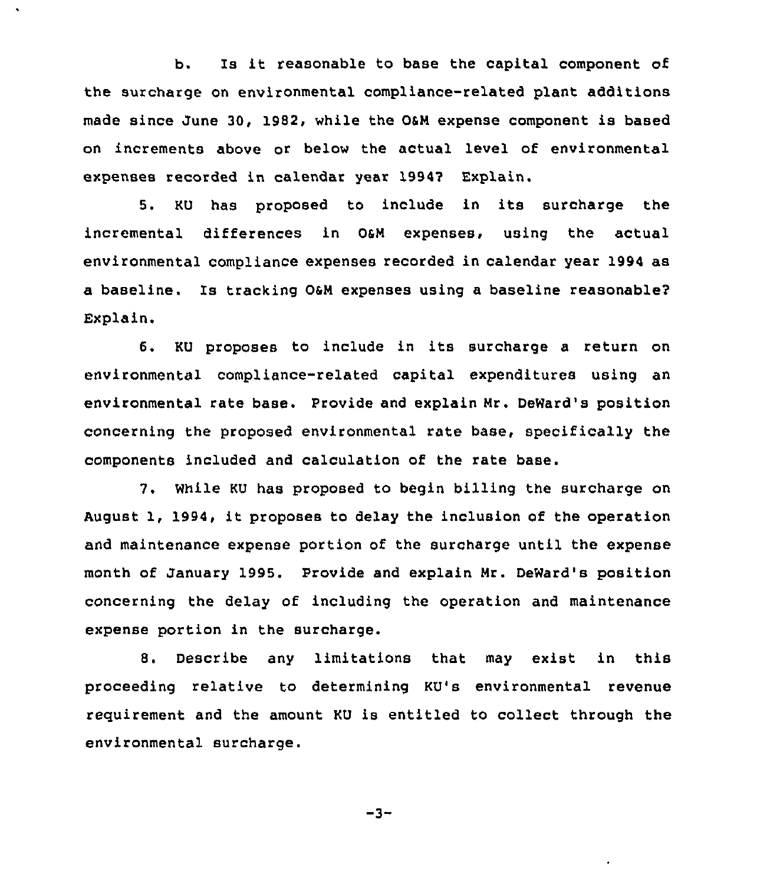b. Is it reasonable to base the capital component of the surcharge on environmental compliance-related plant additions made since June 30, 1982, while the O&M expense component is based on increments above or below the actual level of environmental expenses recorded in calendar year 1994? Explain.

5. KU has proposed to include in its surcharge the incremental differences in O&M expenses, using the actual environmental compliance expenses recorded in calendar year 1994 as a baseline. Is tracking O&M expenses using a baseline reasonable? Explain.

6. KU proposes to include in its surcharge a return on environmental compliance-related capital expenditures using an environmental rate base. Provide and explain Mr. DeWard's position concerning the proposed environmental rate base, specifically the components included and calculation of the rate base.

7. While KU has proposed to begin billing the surcharge on August 1, 1994, it proposes to delay the inclusion of the operation and maintenance expense portion of the surcharge until the expense month of January 1995. Provide and explain Mr. DeWard's position concerning the delay of including the operation and maintenance expense portion in the surcharge.

8. Describe any limitations that may exist in this proceeding relative to determining KU's environmental revenue requirement and the amount KU is entitled to collect through the environmental surcharge.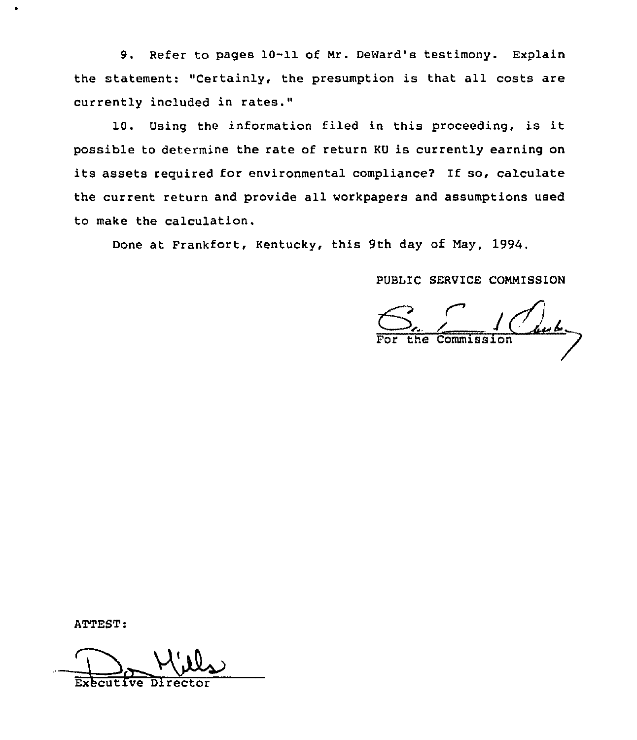9. Refer to pages 10-11 of Mr. DeWard's testimony. Explain the statement: "Certainly, the presumption is that all costs are currently included in rates."

10. Using the information filed in this proceeding, is it possible to determine the rate of return KU is currently earning on its assets required for environmental compliance? If so, calculate the current return and provide all workpapers and assumptions used to make the calculation.

Done at Frankfort, Kentucky, this 9th day of May, 1994.

PUBLIC SERVICE COMMISSION

For the Commission

ATTEST:

Executive Director